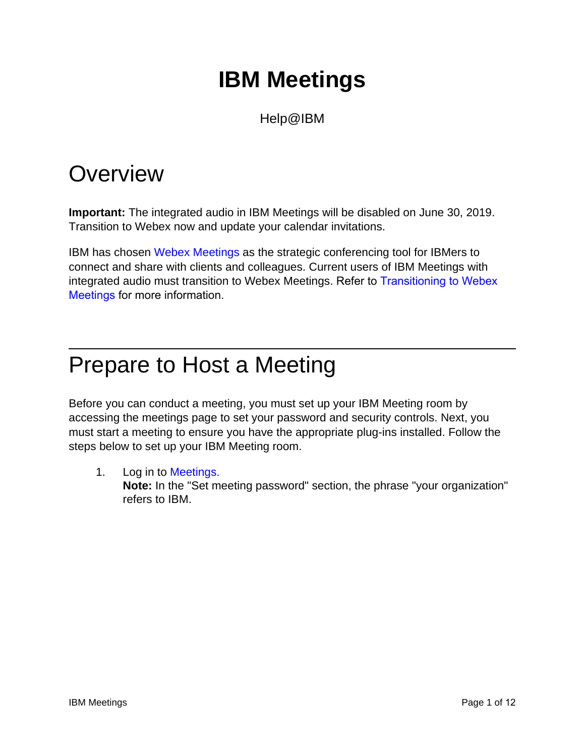# IBM Meetings

Help@IBM

## Overview

**Important:** The integrated audio in IBM Meetings will be disabled on June 30, 2019. Transition to Webex now and update your calendar invitations.

IBM has chosen Webex Meetings as the strategic conferencing tool for IBMers to connect and share with clients and colleagues. Current users of IBM Meetings with integrated audio must transition to Webex Meetings. Refer to Transitioning to Webex Meetings for more information.

---

## Prepare to Host a Meeting

Before you can conduct a meeting, you must set up your IBM Meeting room by accessing the meetings page to set your password and security controls. Next, you must start a meeting to ensure you have the appropriate plug-ins installed. Follow the steps below to set up your IBM Meeting room.

1. Log in to Meetings.
   **Note:** In the "Set meeting password" section, the phrase "your organization" refers to IBM.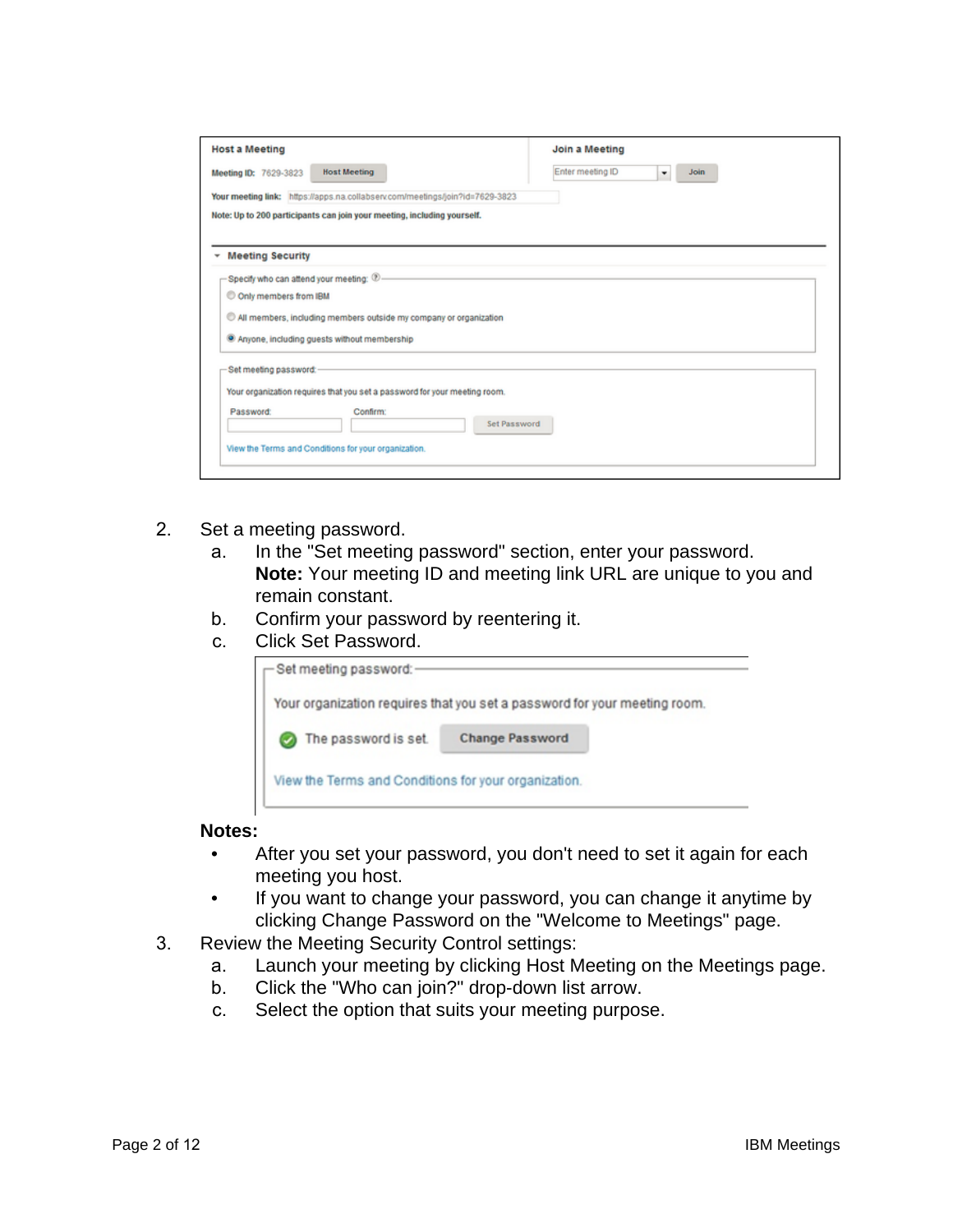2. Set a meeting password.
   a. In the "Set meeting password" section, enter your password.
      **Note:** Your meeting ID and meeting link URL are unique to you and remain constant.
   b. Confirm your password by reentering it.
   c. Click Set Password.

**Notes:**

- After you set your password, you don't need to set it again for each meeting you host.
- If you want to change your password, you can change it anytime by clicking Change Password on the "Welcome to Meetings" page.

3. Review the Meeting Security Control settings:
   a. Launch your meeting by clicking Host Meeting on the Meetings page.
   b. Click the "Who can join?" drop-down list arrow.
   c. Select the option that suits your meeting purpose.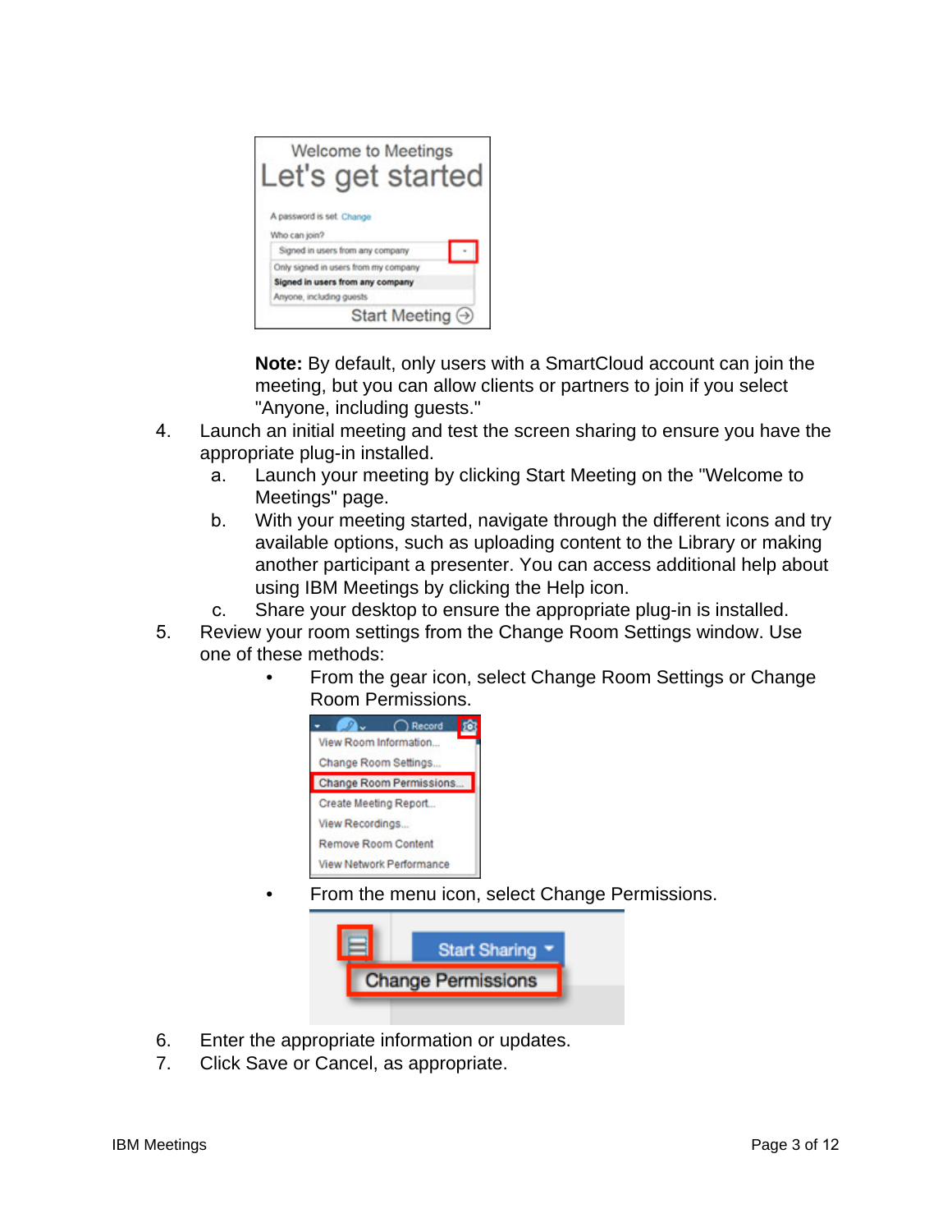**Note:** By default, only users with a SmartCloud account can join the meeting, but you can allow clients or partners to join if you select "Anyone, including guests."

4. Launch an initial meeting and test the screen sharing to ensure you have the appropriate plug-in installed.
   a. Launch your meeting by clicking Start Meeting on the "Welcome to Meetings" page.
   b. With your meeting started, navigate through the different icons and try available options, such as uploading content to the Library or making another participant a presenter. You can access additional help about using IBM Meetings by clicking the Help icon.
   c. Share your desktop to ensure the appropriate plug-in is installed.
5. Review your room settings from the Change Room Settings window. Use one of these methods:
   - From the gear icon, select Change Room Settings or Change Room Permissions.
   - From the menu icon, select Change Permissions.
6. Enter the appropriate information or updates.
7. Click Save or Cancel, as appropriate.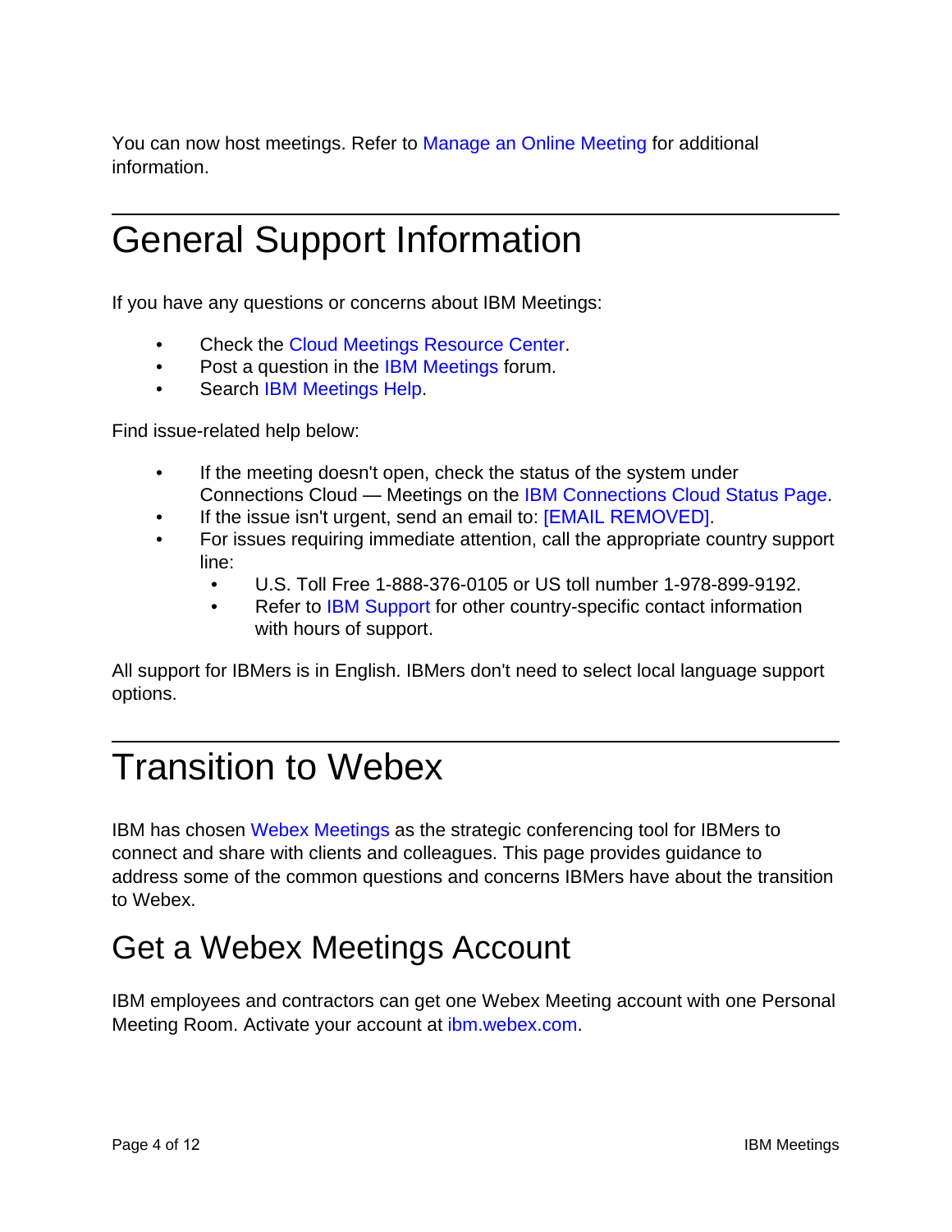You can now host meetings. Refer to Manage an Online Meeting for additional information.

# General Support Information

If you have any questions or concerns about IBM Meetings:

- Check the Cloud Meetings Resource Center.
- Post a question in the IBM Meetings forum.
- Search IBM Meetings Help.

Find issue-related help below:

- If the meeting doesn't open, check the status of the system under Connections Cloud — Meetings on the IBM Connections Cloud Status Page.
- If the issue isn't urgent, send an email to: [EMAIL REMOVED].
- For issues requiring immediate attention, call the appropriate country support line:
  - U.S. Toll Free 1-888-376-0105 or US toll number 1-978-899-9192.
  - Refer to IBM Support for other country-specific contact information with hours of support.

All support for IBMers is in English. IBMers don't need to select local language support options.

# Transition to Webex

IBM has chosen Webex Meetings as the strategic conferencing tool for IBMers to connect and share with clients and colleagues. This page provides guidance to address some of the common questions and concerns IBMers have about the transition to Webex.

## Get a Webex Meetings Account

IBM employees and contractors can get one Webex Meeting account with one Personal Meeting Room. Activate your account at ibm.webex.com.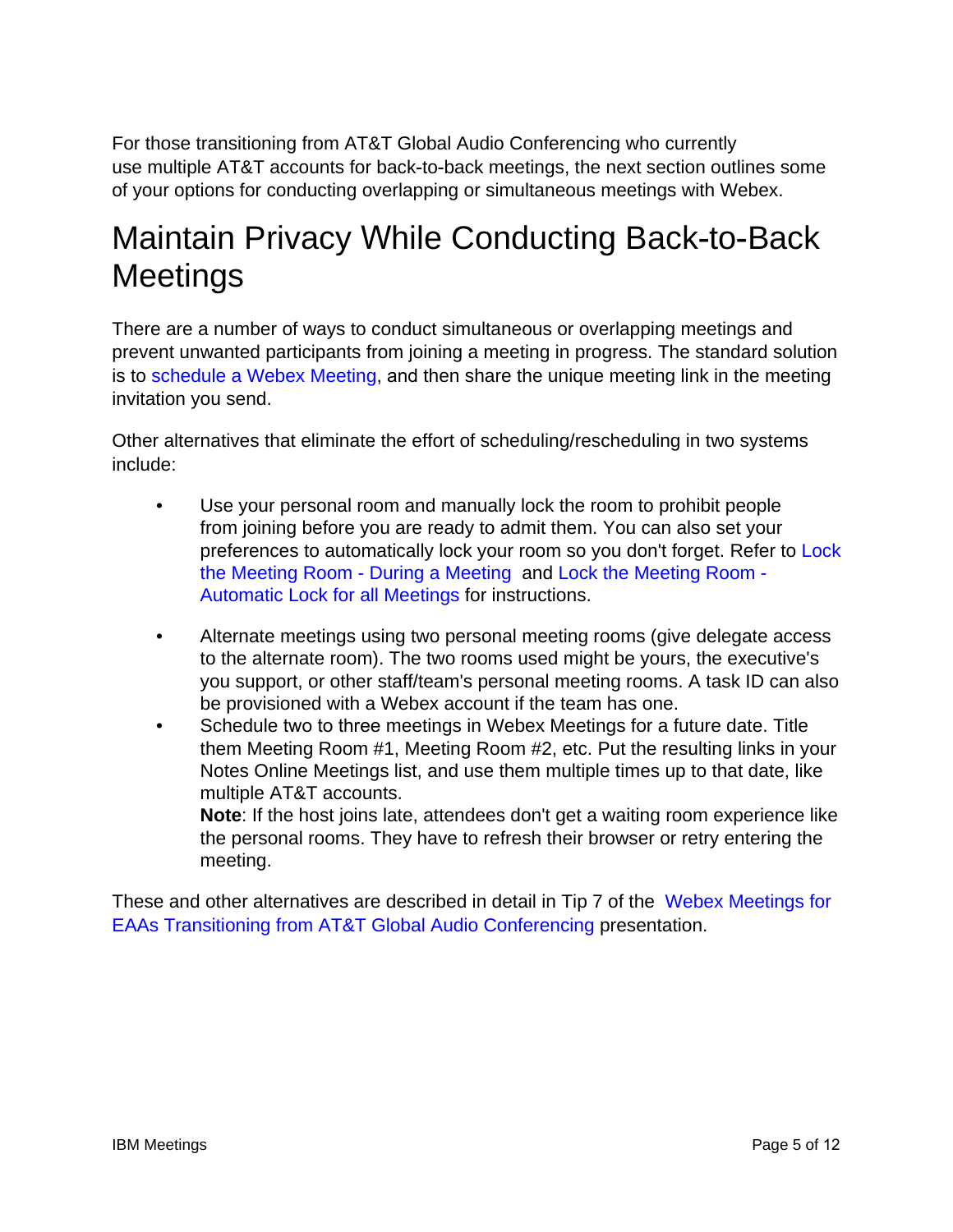For those transitioning from AT&T Global Audio Conferencing who currently use multiple AT&T accounts for back-to-back meetings, the next section outlines some of your options for conducting overlapping or simultaneous meetings with Webex.

# Maintain Privacy While Conducting Back-to-Back Meetings

There are a number of ways to conduct simultaneous or overlapping meetings and prevent unwanted participants from joining a meeting in progress. The standard solution is to schedule a Webex Meeting, and then share the unique meeting link in the meeting invitation you send.

Other alternatives that eliminate the effort of scheduling/rescheduling in two systems include:

- Use your personal room and manually lock the room to prohibit people from joining before you are ready to admit them. You can also set your preferences to automatically lock your room so you don't forget. Refer to Lock the Meeting Room - During a Meeting and Lock the Meeting Room - Automatic Lock for all Meetings for instructions.
- Alternate meetings using two personal meeting rooms (give delegate access to the alternate room). The two rooms used might be yours, the executive's you support, or other staff/team's personal meeting rooms. A task ID can also be provisioned with a Webex account if the team has one.
- Schedule two to three meetings in Webex Meetings for a future date. Title them Meeting Room #1, Meeting Room #2, etc. Put the resulting links in your Notes Online Meetings list, and use them multiple times up to that date, like multiple AT&T accounts.
  **Note**: If the host joins late, attendees don't get a waiting room experience like the personal rooms. They have to refresh their browser or retry entering the meeting.

These and other alternatives are described in detail in Tip 7 of the Webex Meetings for EAAs Transitioning from AT&T Global Audio Conferencing presentation.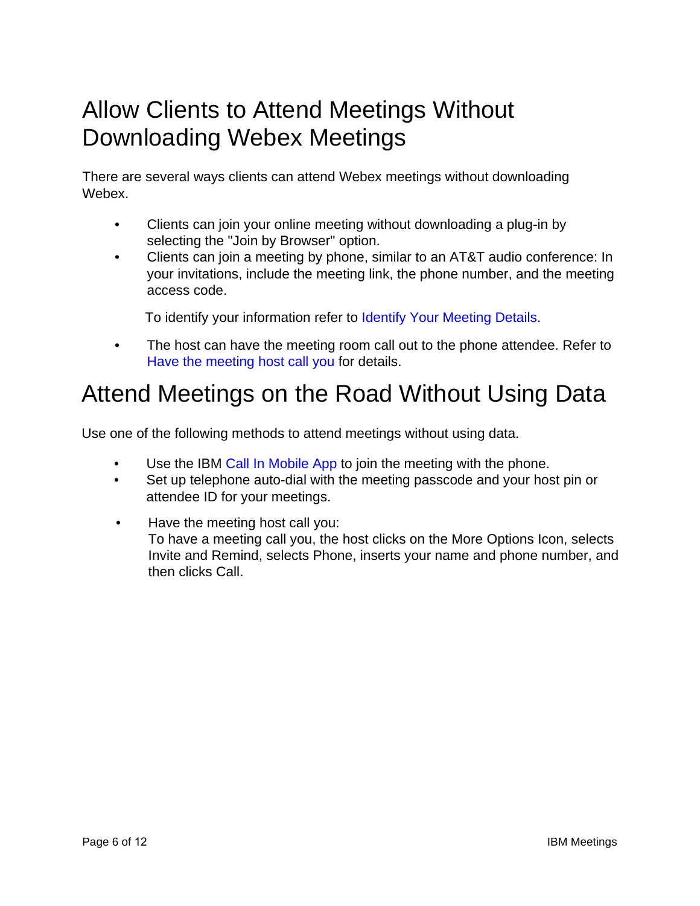# Allow Clients to Attend Meetings Without Downloading Webex Meetings

There are several ways clients can attend Webex meetings without downloading Webex.

- Clients can join your online meeting without downloading a plug-in by selecting the "Join by Browser" option.
- Clients can join a meeting by phone, similar to an AT&T audio conference: In your invitations, include the meeting link, the phone number, and the meeting access code.

  To identify your information refer to Identify Your Meeting Details.

- The host can have the meeting room call out to the phone attendee. Refer to Have the meeting host call you for details.

# Attend Meetings on the Road Without Using Data

Use one of the following methods to attend meetings without using data.

- Use the IBM Call In Mobile App to join the meeting with the phone.
- Set up telephone auto-dial with the meeting passcode and your host pin or attendee ID for your meetings.
- Have the meeting host call you:
  To have a meeting call you, the host clicks on the More Options Icon, selects Invite and Remind, selects Phone, inserts your name and phone number, and then clicks Call.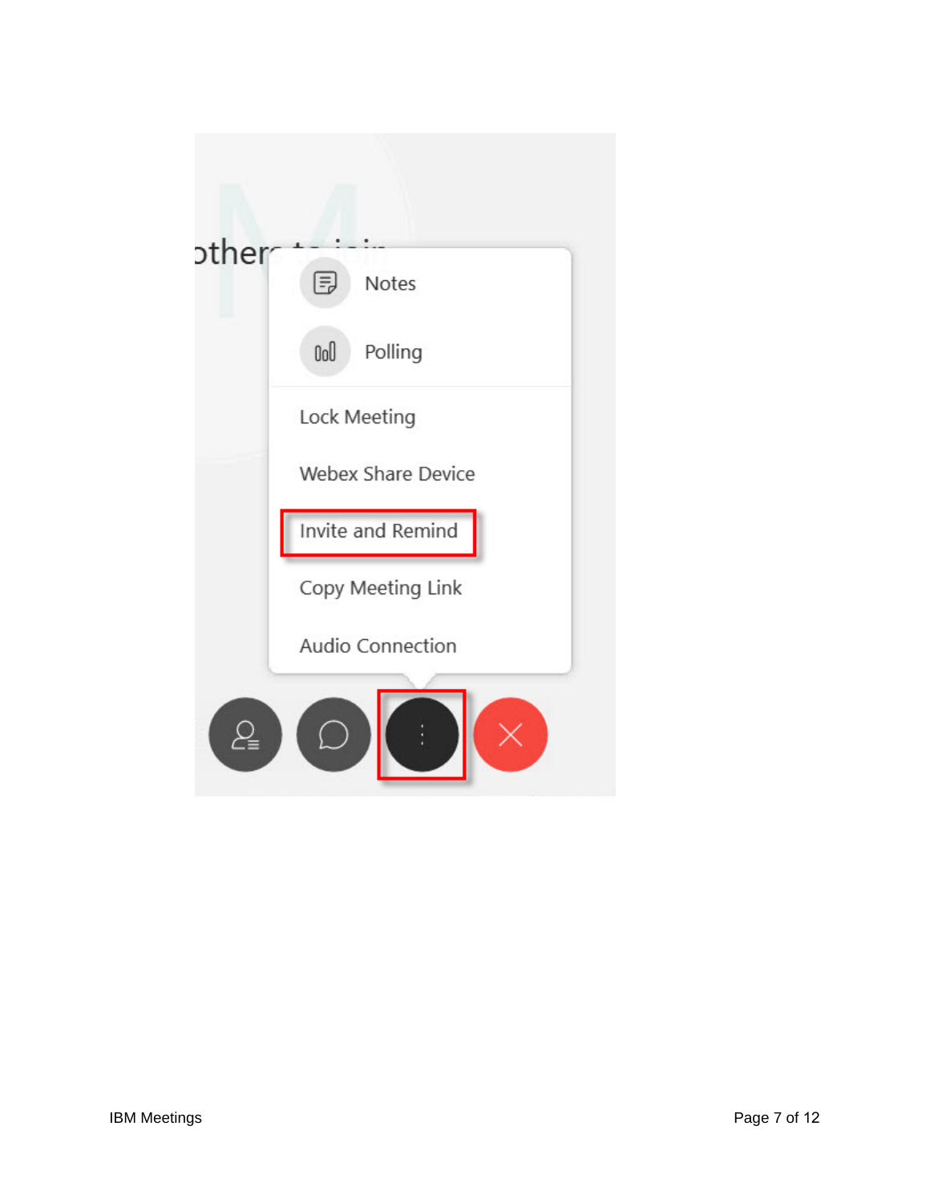others to join

- Notes
- Polling
- Lock Meeting
- Webex Share Device
- Invite and Remind
- Copy Meeting Link
- Audio Connection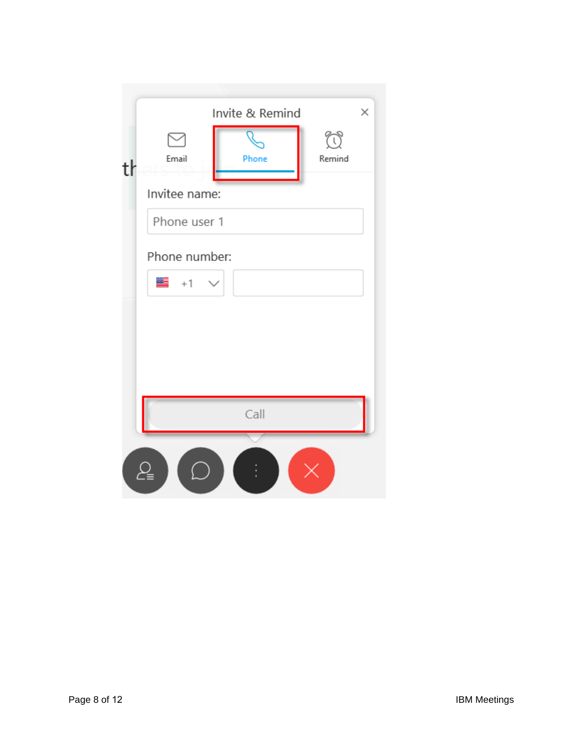Invite & Remind

Email

Phone

Remind

Invitee name:

Phone user 1

Phone number:

+1

Call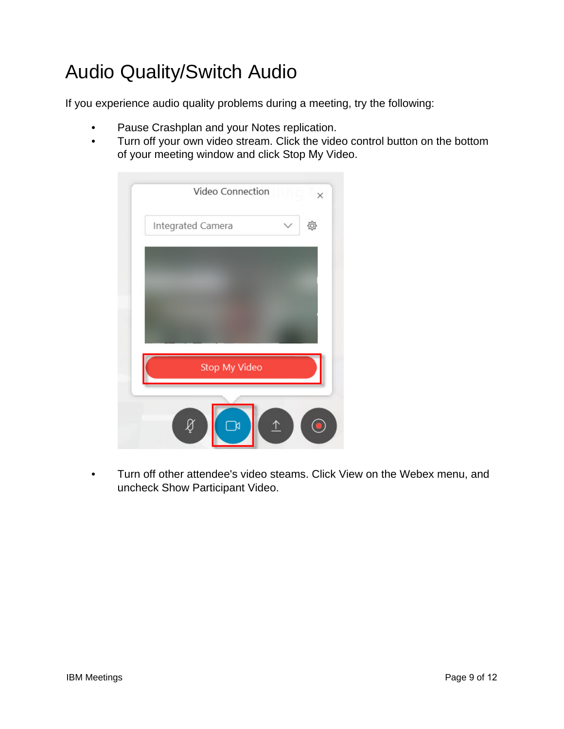# Audio Quality/Switch Audio

If you experience audio quality problems during a meeting, try the following:

- Pause Crashplan and your Notes replication.
- Turn off your own video stream. Click the video control button on the bottom of your meeting window and click Stop My Video.
- Turn off other attendee's video steams. Click View on the Webex menu, and uncheck Show Participant Video.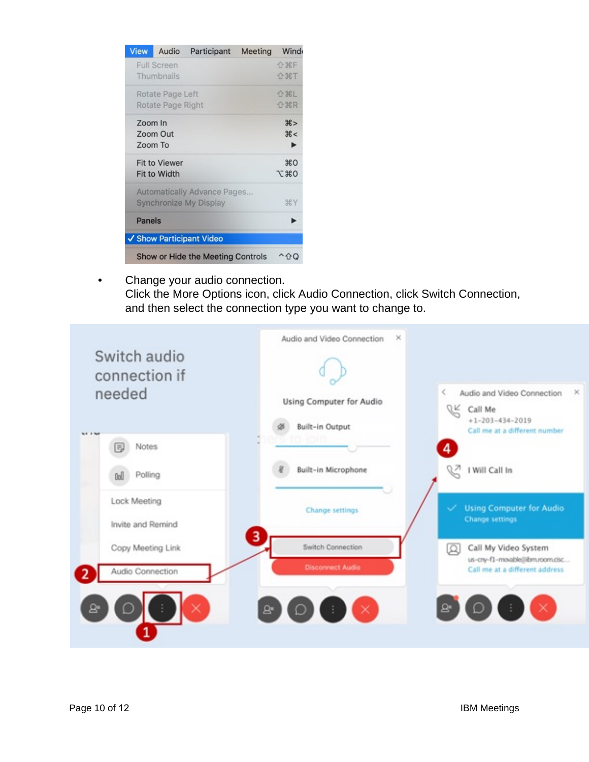- Change your audio connection.
  Click the More Options icon, click Audio Connection, click Switch Connection, and then select the connection type you want to change to.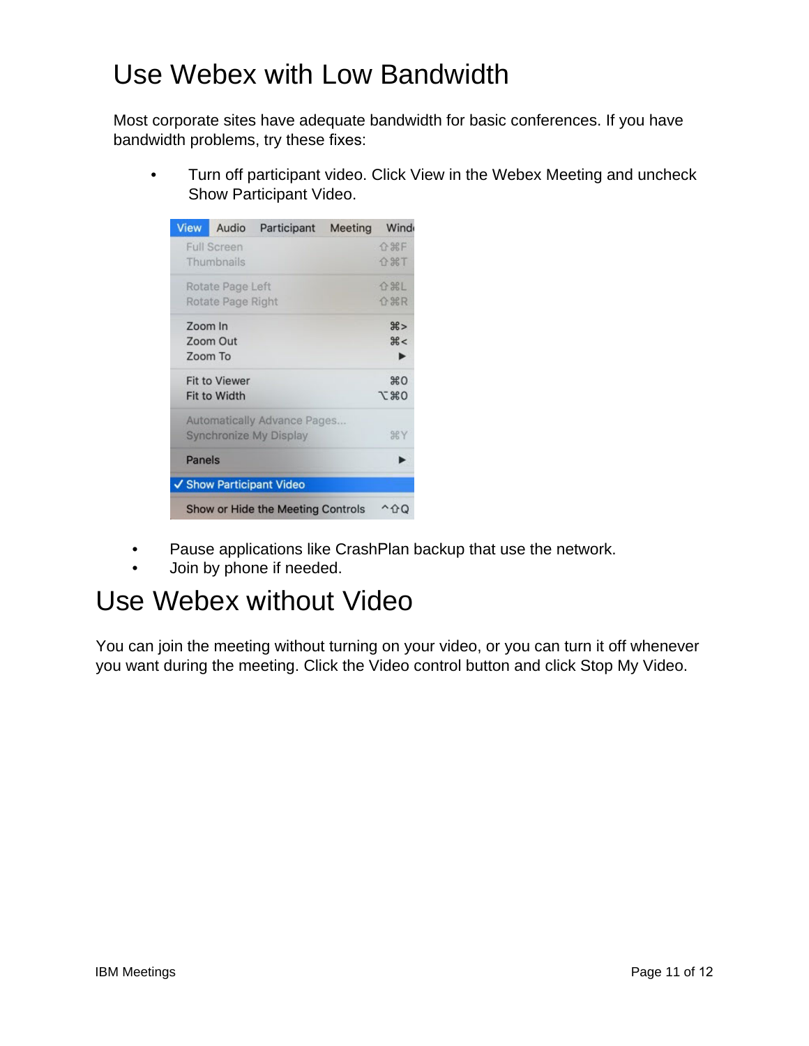# Use Webex with Low Bandwidth

Most corporate sites have adequate bandwidth for basic conferences. If you have bandwidth problems, try these fixes:

- Turn off participant video. Click View in the Webex Meeting and uncheck Show Participant Video.

- Pause applications like CrashPlan backup that use the network.
- Join by phone if needed.

# Use Webex without Video

You can join the meeting without turning on your video, or you can turn it off whenever you want during the meeting. Click the Video control button and click Stop My Video.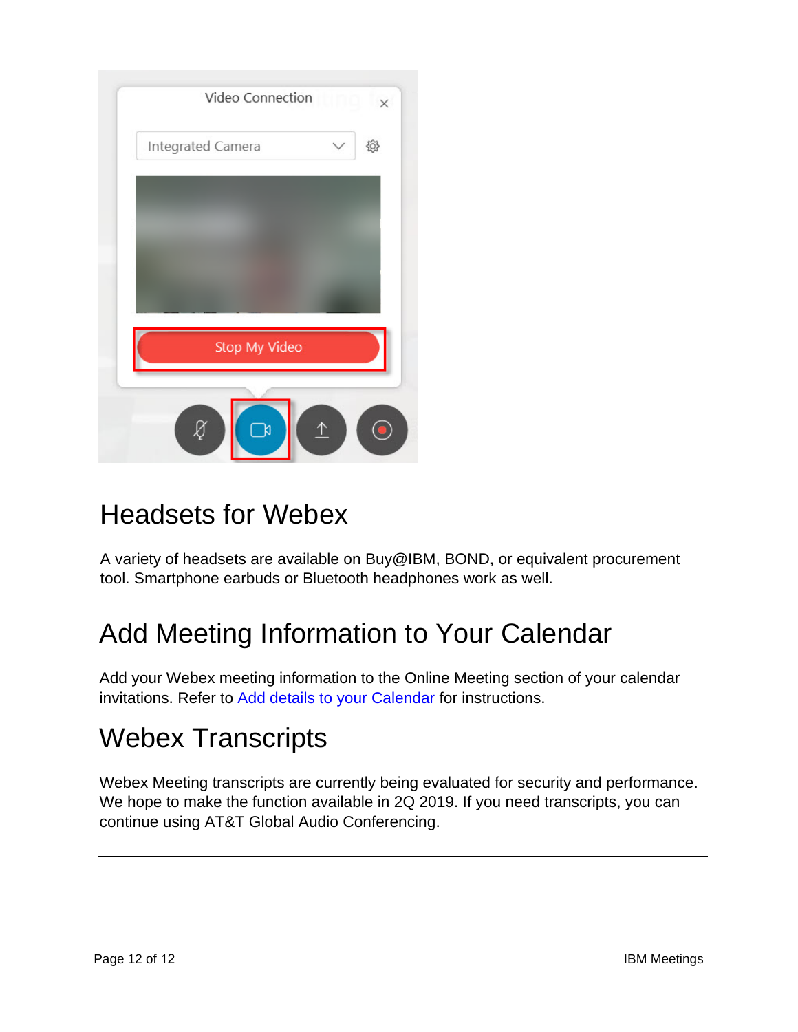## Headsets for Webex

A variety of headsets are available on Buy@IBM, BOND, or equivalent procurement tool. Smartphone earbuds or Bluetooth headphones work as well.

## Add Meeting Information to Your Calendar

Add your Webex meeting information to the Online Meeting section of your calendar invitations. Refer to Add details to your Calendar for instructions.

## Webex Transcripts

Webex Meeting transcripts are currently being evaluated for security and performance. We hope to make the function available in 2Q 2019. If you need transcripts, you can continue using AT&T Global Audio Conferencing.